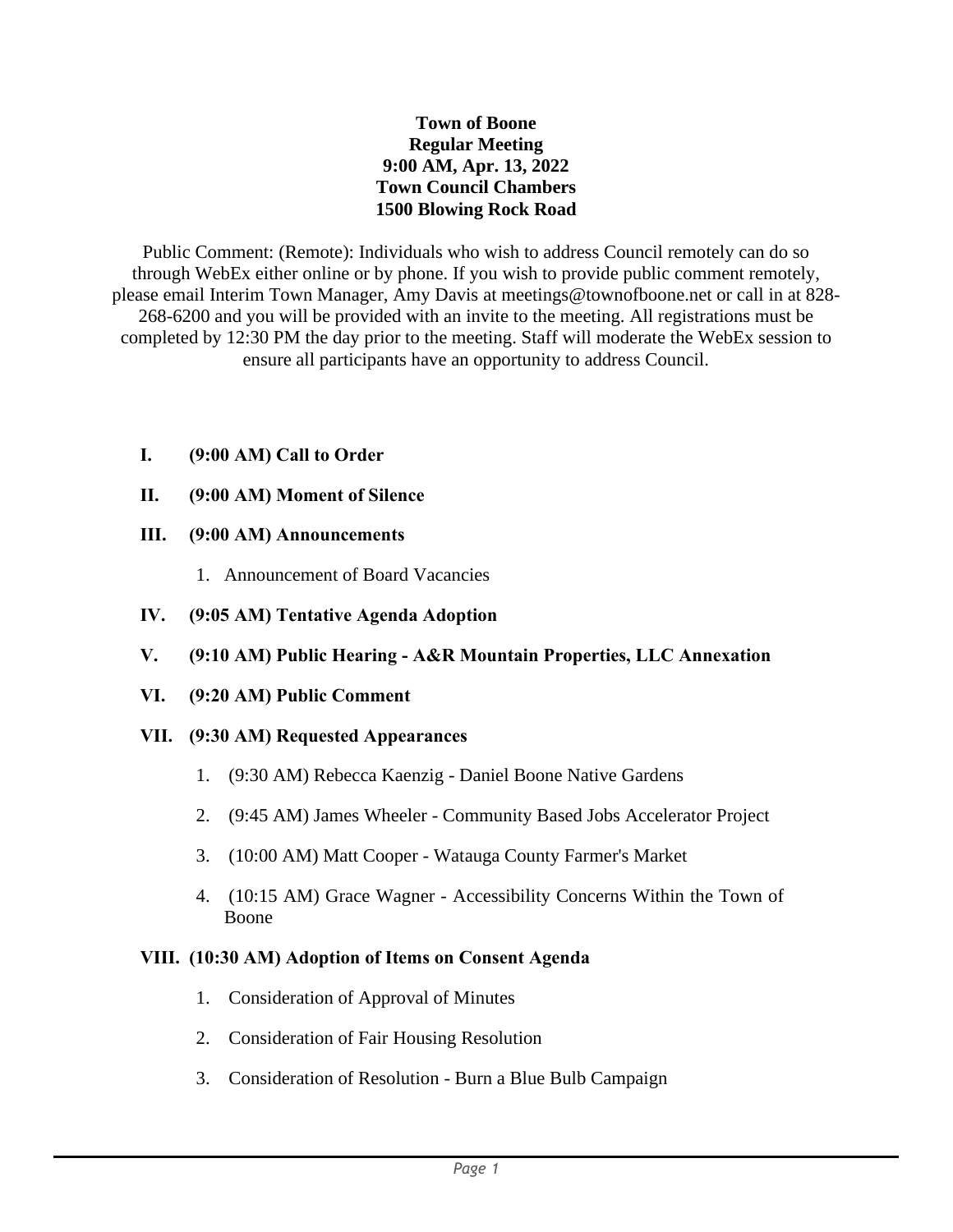**Town of Boone**
**Regular Meeting**
**9:00 AM, Apr. 13, 2022**
**Town Council Chambers**
**1500 Blowing Rock Road**

Public Comment: (Remote): Individuals who wish to address Council remotely can do so through WebEx either online or by phone. If you wish to provide public comment remotely, please email Interim Town Manager, Amy Davis at meetings@townofboone.net or call in at 828-268-6200 and you will be provided with an invite to the meeting. All registrations must be completed by 12:30 PM the day prior to the meeting. Staff will moderate the WebEx session to ensure all participants have an opportunity to address Council.

**I. (9:00 AM) Call to Order**

**II. (9:00 AM) Moment of Silence**

**III. (9:00 AM) Announcements**

1. Announcement of Board Vacancies

**IV. (9:05 AM) Tentative Agenda Adoption**

**V. (9:10 AM) Public Hearing - A&R Mountain Properties, LLC Annexation**

**VI. (9:20 AM) Public Comment**

**VII. (9:30 AM) Requested Appearances**

1. (9:30 AM) Rebecca Kaenzig - Daniel Boone Native Gardens
2. (9:45 AM) James Wheeler - Community Based Jobs Accelerator Project
3. (10:00 AM) Matt Cooper - Watauga County Farmer's Market
4. (10:15 AM) Grace Wagner - Accessibility Concerns Within the Town of Boone

**VIII. (10:30 AM) Adoption of Items on Consent Agenda**

1. Consideration of Approval of Minutes
2. Consideration of Fair Housing Resolution
3. Consideration of Resolution - Burn a Blue Bulb Campaign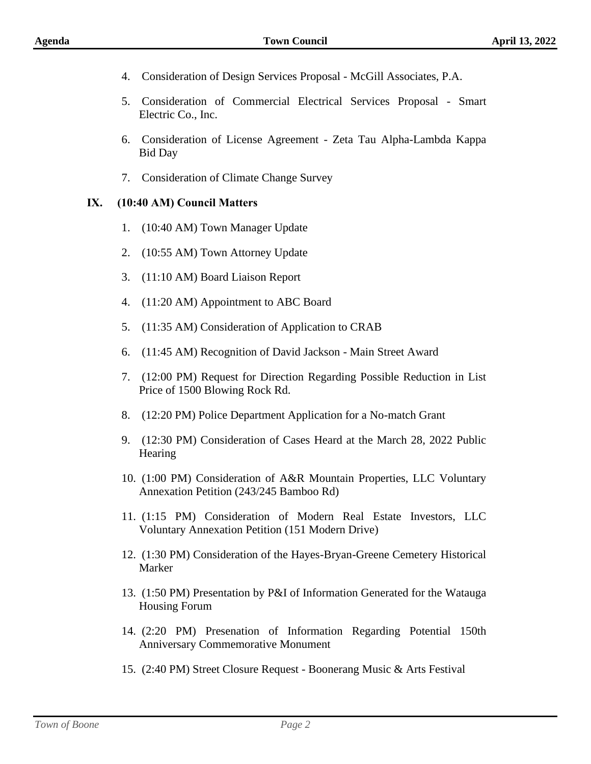4. Consideration of Design Services Proposal - McGill Associates, P.A.

5. Consideration of Commercial Electrical Services Proposal - Smart Electric Co., Inc.

6. Consideration of License Agreement - Zeta Tau Alpha-Lambda Kappa Bid Day

7. Consideration of Climate Change Survey

## IX. (10:40 AM) Council Matters

1. (10:40 AM) Town Manager Update

2. (10:55 AM) Town Attorney Update

3. (11:10 AM) Board Liaison Report

4. (11:20 AM) Appointment to ABC Board

5. (11:35 AM) Consideration of Application to CRAB

6. (11:45 AM) Recognition of David Jackson - Main Street Award

7. (12:00 PM) Request for Direction Regarding Possible Reduction in List Price of 1500 Blowing Rock Rd.

8. (12:20 PM) Police Department Application for a No-match Grant

9. (12:30 PM) Consideration of Cases Heard at the March 28, 2022 Public Hearing

10. (1:00 PM) Consideration of A&R Mountain Properties, LLC Voluntary Annexation Petition (243/245 Bamboo Rd)

11. (1:15 PM) Consideration of Modern Real Estate Investors, LLC Voluntary Annexation Petition (151 Modern Drive)

12. (1:30 PM) Consideration of the Hayes-Bryan-Greene Cemetery Historical Marker

13. (1:50 PM) Presentation by P&I of Information Generated for the Watauga Housing Forum

14. (2:20 PM) Presenation of Information Regarding Potential 150th Anniversary Commemorative Monument

15. (2:40 PM) Street Closure Request - Boonerang Music & Arts Festival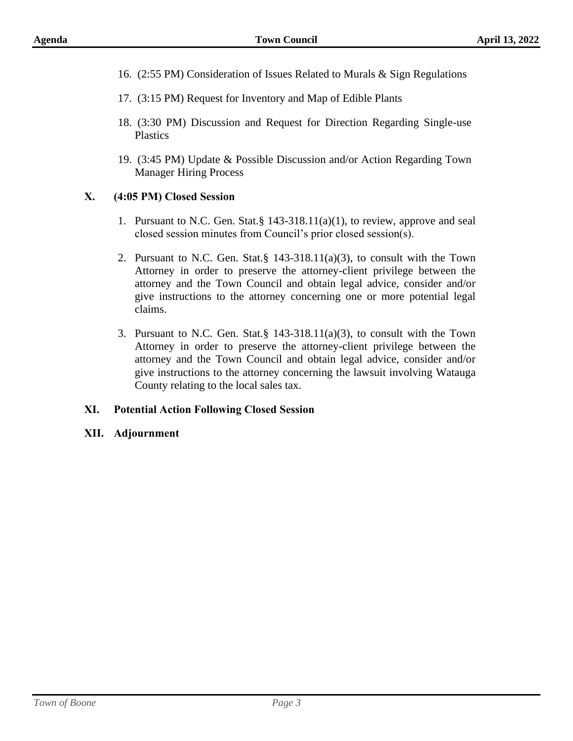16. (2:55 PM) Consideration of Issues Related to Murals & Sign Regulations

17. (3:15 PM) Request for Inventory and Map of Edible Plants

18. (3:30 PM) Discussion and Request for Direction Regarding Single-use Plastics

19. (3:45 PM) Update & Possible Discussion and/or Action Regarding Town Manager Hiring Process

## X. (4:05 PM) Closed Session

1. Pursuant to N.C. Gen. Stat.§ 143-318.11(a)(1), to review, approve and seal closed session minutes from Council's prior closed session(s).

2. Pursuant to N.C. Gen. Stat.§ 143-318.11(a)(3), to consult with the Town Attorney in order to preserve the attorney-client privilege between the attorney and the Town Council and obtain legal advice, consider and/or give instructions to the attorney concerning one or more potential legal claims.

3. Pursuant to N.C. Gen. Stat.§ 143-318.11(a)(3), to consult with the Town Attorney in order to preserve the attorney-client privilege between the attorney and the Town Council and obtain legal advice, consider and/or give instructions to the attorney concerning the lawsuit involving Watauga County relating to the local sales tax.

## XI. Potential Action Following Closed Session

## XII. Adjournment